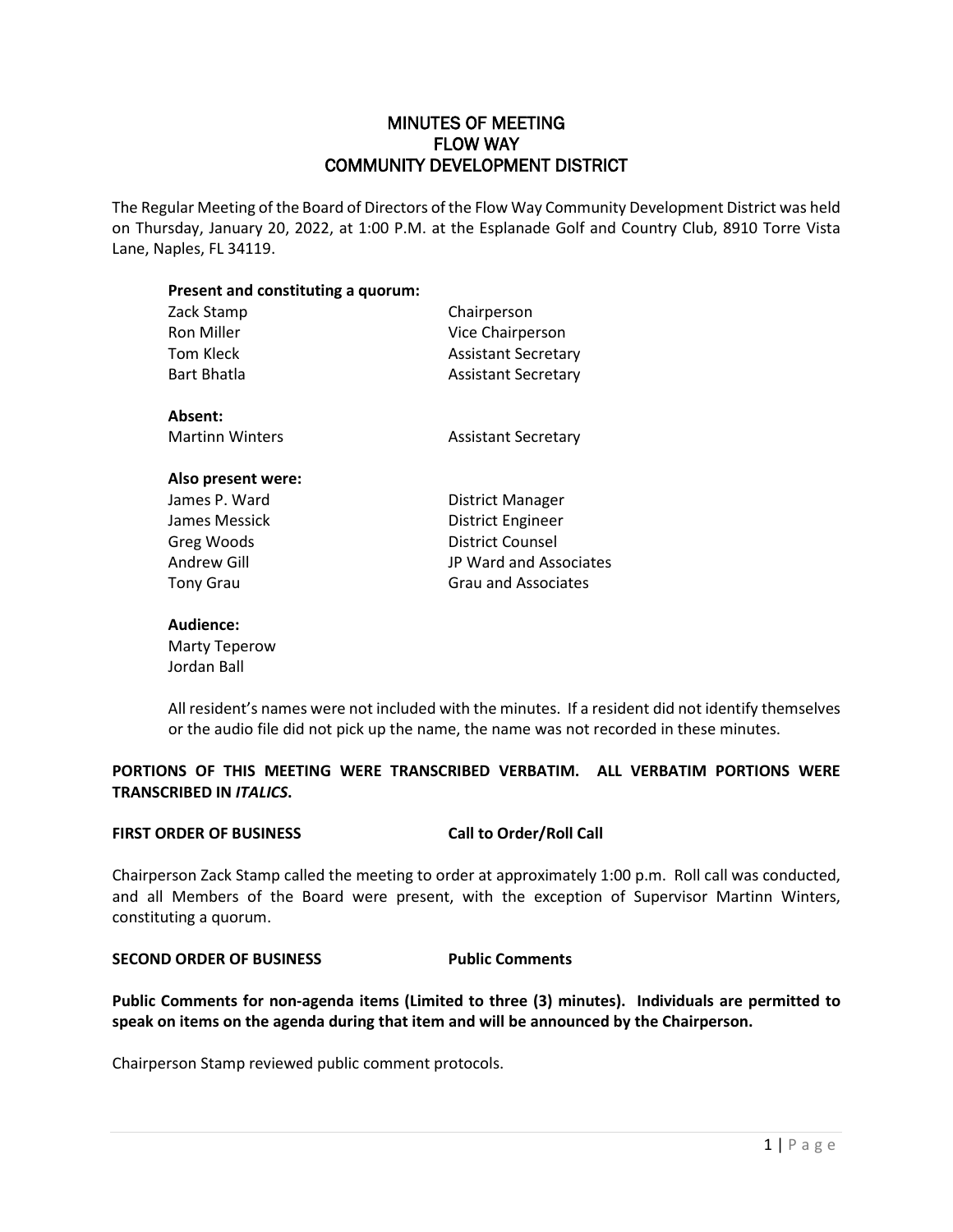# MINUTES OF MEETING
# FLOW WAY
# COMMUNITY DEVELOPMENT DISTRICT

The Regular Meeting of the Board of Directors of the Flow Way Community Development District was held on Thursday, January 20, 2022, at 1:00 P.M. at the Esplanade Golf and Country Club, 8910 Torre Vista Lane, Naples, FL 34119.

**Present and constituting a quorum:**

| | |
|---|---|
| Zack Stamp | Chairperson |
| Ron Miller | Vice Chairperson |
| Tom Kleck | Assistant Secretary |
| Bart Bhatla | Assistant Secretary |

**Absent:**

| | |
|---|---|
| Martinn Winters | Assistant Secretary |

**Also present were:**

| | |
|---|---|
| James P. Ward | District Manager |
| James Messick | District Engineer |
| Greg Woods | District Counsel |
| Andrew Gill | JP Ward and Associates |
| Tony Grau | Grau and Associates |

**Audience:**

Marty Teperow
Jordan Ball

All resident's names were not included with the minutes. If a resident did not identify themselves or the audio file did not pick up the name, the name was not recorded in these minutes.

**PORTIONS OF THIS MEETING WERE TRANSCRIBED VERBATIM. ALL VERBATIM PORTIONS WERE TRANSCRIBED IN *ITALICS*.**

**FIRST ORDER OF BUSINESS — Call to Order/Roll Call**

Chairperson Zack Stamp called the meeting to order at approximately 1:00 p.m. Roll call was conducted, and all Members of the Board were present, with the exception of Supervisor Martinn Winters, constituting a quorum.

**SECOND ORDER OF BUSINESS — Public Comments**

**Public Comments for non-agenda items (Limited to three (3) minutes). Individuals are permitted to speak on items on the agenda during that item and will be announced by the Chairperson.**

Chairperson Stamp reviewed public comment protocols.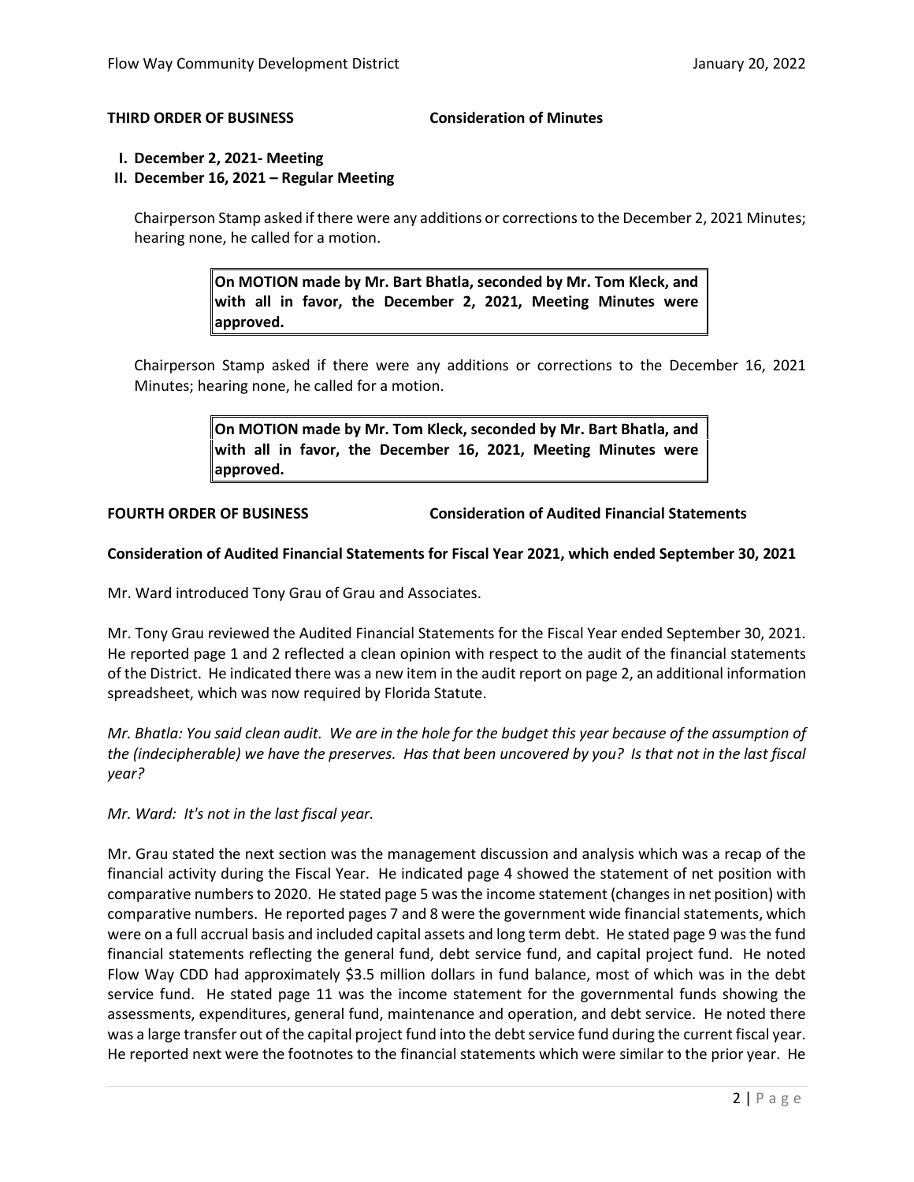**THIRD ORDER OF BUSINESS** **Consideration of Minutes**

**I. December 2, 2021- Meeting**
**II. December 16, 2021 – Regular Meeting**

Chairperson Stamp asked if there were any additions or corrections to the December 2, 2021 Minutes; hearing none, he called for a motion.

> **On MOTION made by Mr. Bart Bhatla, seconded by Mr. Tom Kleck, and with all in favor, the December 2, 2021, Meeting Minutes were approved.**

Chairperson Stamp asked if there were any additions or corrections to the December 16, 2021 Minutes; hearing none, he called for a motion.

> **On MOTION made by Mr. Tom Kleck, seconded by Mr. Bart Bhatla, and with all in favor, the December 16, 2021, Meeting Minutes were approved.**

**FOURTH ORDER OF BUSINESS** **Consideration of Audited Financial Statements**

**Consideration of Audited Financial Statements for Fiscal Year 2021, which ended September 30, 2021**

Mr. Ward introduced Tony Grau of Grau and Associates.

Mr. Tony Grau reviewed the Audited Financial Statements for the Fiscal Year ended September 30, 2021. He reported page 1 and 2 reflected a clean opinion with respect to the audit of the financial statements of the District. He indicated there was a new item in the audit report on page 2, an additional information spreadsheet, which was now required by Florida Statute.

*Mr. Bhatla: You said clean audit. We are in the hole for the budget this year because of the assumption of the (indecipherable) we have the preserves. Has that been uncovered by you? Is that not in the last fiscal year?*

*Mr. Ward: It's not in the last fiscal year.*

Mr. Grau stated the next section was the management discussion and analysis which was a recap of the financial activity during the Fiscal Year. He indicated page 4 showed the statement of net position with comparative numbers to 2020. He stated page 5 was the income statement (changes in net position) with comparative numbers. He reported pages 7 and 8 were the government wide financial statements, which were on a full accrual basis and included capital assets and long term debt. He stated page 9 was the fund financial statements reflecting the general fund, debt service fund, and capital project fund. He noted Flow Way CDD had approximately $3.5 million dollars in fund balance, most of which was in the debt service fund. He stated page 11 was the income statement for the governmental funds showing the assessments, expenditures, general fund, maintenance and operation, and debt service. He noted there was a large transfer out of the capital project fund into the debt service fund during the current fiscal year. He reported next were the footnotes to the financial statements which were similar to the prior year. He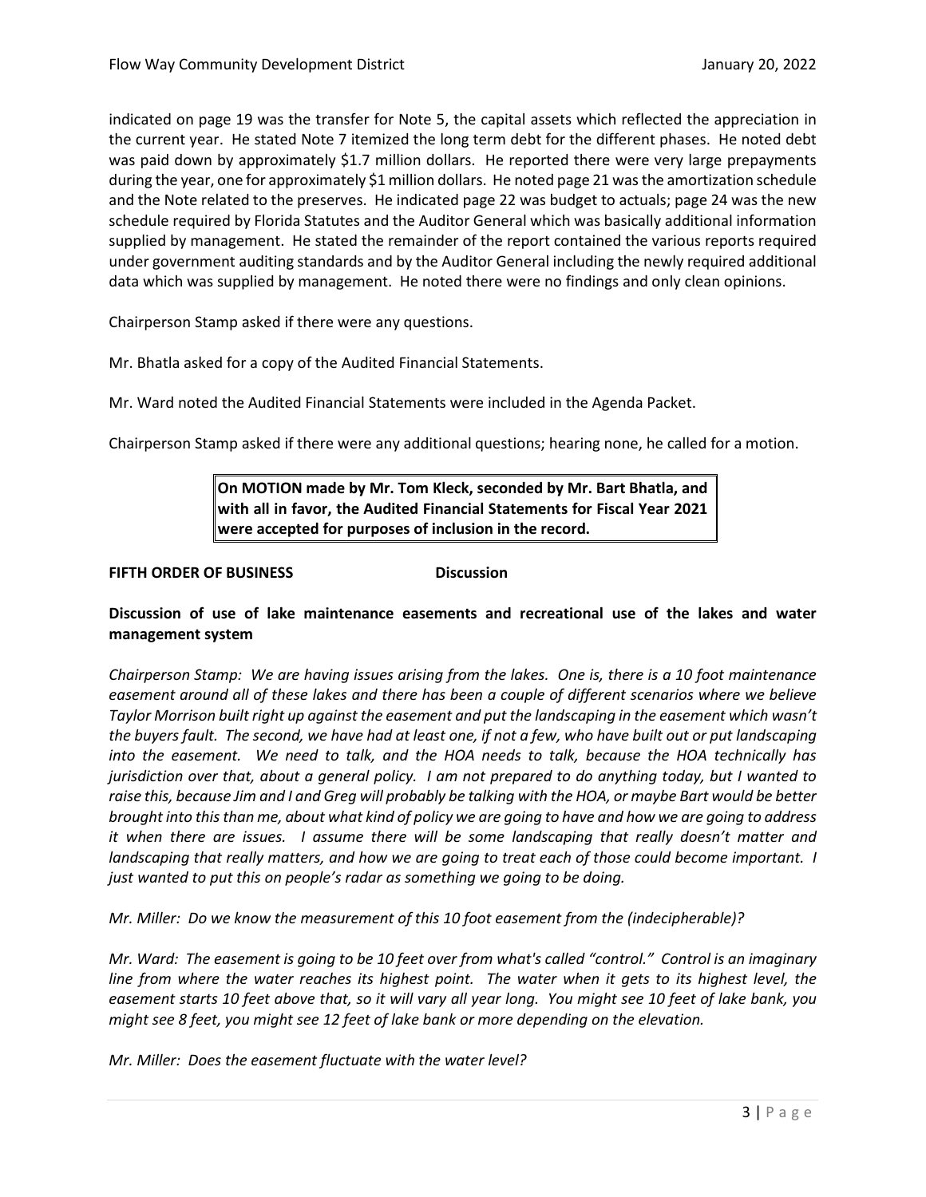indicated on page 19 was the transfer for Note 5, the capital assets which reflected the appreciation in the current year. He stated Note 7 itemized the long term debt for the different phases. He noted debt was paid down by approximately $1.7 million dollars. He reported there were very large prepayments during the year, one for approximately $1 million dollars. He noted page 21 was the amortization schedule and the Note related to the preserves. He indicated page 22 was budget to actuals; page 24 was the new schedule required by Florida Statutes and the Auditor General which was basically additional information supplied by management. He stated the remainder of the report contained the various reports required under government auditing standards and by the Auditor General including the newly required additional data which was supplied by management. He noted there were no findings and only clean opinions.

Chairperson Stamp asked if there were any questions.

Mr. Bhatla asked for a copy of the Audited Financial Statements.

Mr. Ward noted the Audited Financial Statements were included in the Agenda Packet.

Chairperson Stamp asked if there were any additional questions; hearing none, he called for a motion.

> **On MOTION made by Mr. Tom Kleck, seconded by Mr. Bart Bhatla, and with all in favor, the Audited Financial Statements for Fiscal Year 2021 were accepted for purposes of inclusion in the record.**

**FIFTH ORDER OF BUSINESS** **Discussion**

**Discussion of use of lake maintenance easements and recreational use of the lakes and water management system**

*Chairperson Stamp: We are having issues arising from the lakes. One is, there is a 10 foot maintenance easement around all of these lakes and there has been a couple of different scenarios where we believe Taylor Morrison built right up against the easement and put the landscaping in the easement which wasn't the buyers fault. The second, we have had at least one, if not a few, who have built out or put landscaping into the easement. We need to talk, and the HOA needs to talk, because the HOA technically has jurisdiction over that, about a general policy. I am not prepared to do anything today, but I wanted to raise this, because Jim and I and Greg will probably be talking with the HOA, or maybe Bart would be better brought into this than me, about what kind of policy we are going to have and how we are going to address it when there are issues. I assume there will be some landscaping that really doesn't matter and landscaping that really matters, and how we are going to treat each of those could become important. I just wanted to put this on people's radar as something we going to be doing.*

*Mr. Miller: Do we know the measurement of this 10 foot easement from the (indecipherable)?*

*Mr. Ward: The easement is going to be 10 feet over from what's called "control." Control is an imaginary line from where the water reaches its highest point. The water when it gets to its highest level, the easement starts 10 feet above that, so it will vary all year long. You might see 10 feet of lake bank, you might see 8 feet, you might see 12 feet of lake bank or more depending on the elevation.*

*Mr. Miller: Does the easement fluctuate with the water level?*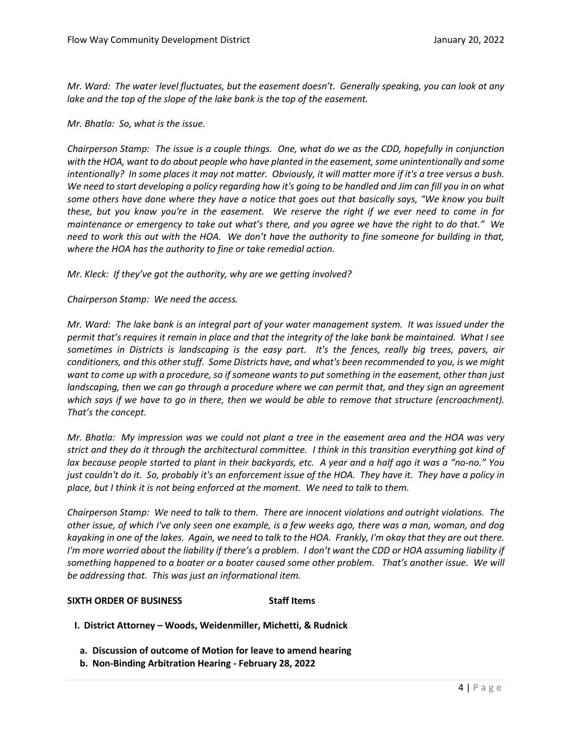*Mr. Ward: The water level fluctuates, but the easement doesn't. Generally speaking, you can look at any lake and the top of the slope of the lake bank is the top of the easement.*

*Mr. Bhatla: So, what is the issue.*

*Chairperson Stamp: The issue is a couple things. One, what do we as the CDD, hopefully in conjunction with the HOA, want to do about people who have planted in the easement, some unintentionally and some intentionally? In some places it may not matter. Obviously, it will matter more if it's a tree versus a bush. We need to start developing a policy regarding how it's going to be handled and Jim can fill you in on what some others have done where they have a notice that goes out that basically says, "We know you built these, but you know you're in the easement. We reserve the right if we ever need to come in for maintenance or emergency to take out what's there, and you agree we have the right to do that." We need to work this out with the HOA. We don't have the authority to fine someone for building in that, where the HOA has the authority to fine or take remedial action.*

*Mr. Kleck: If they've got the authority, why are we getting involved?*

*Chairperson Stamp: We need the access.*

*Mr. Ward: The lake bank is an integral part of your water management system. It was issued under the permit that's requires it remain in place and that the integrity of the lake bank be maintained. What I see sometimes in Districts is landscaping is the easy part. It's the fences, really big trees, pavers, air conditioners, and this other stuff. Some Districts have, and what's been recommended to you, is we might want to come up with a procedure, so if someone wants to put something in the easement, other than just landscaping, then we can go through a procedure where we can permit that, and they sign an agreement which says if we have to go in there, then we would be able to remove that structure (encroachment). That's the concept.*

*Mr. Bhatla: My impression was we could not plant a tree in the easement area and the HOA was very strict and they do it through the architectural committee. I think in this transition everything got kind of lax because people started to plant in their backyards, etc. A year and a half ago it was a "no-no." You just couldn't do it. So, probably it's an enforcement issue of the HOA. They have it. They have a policy in place, but I think it is not being enforced at the moment. We need to talk to them.*

*Chairperson Stamp: We need to talk to them. There are innocent violations and outright violations. The other issue, of which I've only seen one example, is a few weeks ago, there was a man, woman, and dog kayaking in one of the lakes. Again, we need to talk to the HOA. Frankly, I'm okay that they are out there. I'm more worried about the liability if there's a problem. I don't want the CDD or HOA assuming liability if something happened to a boater or a boater caused some other problem. That's another issue. We will be addressing that. This was just an informational item.*

**SIXTH ORDER OF BUSINESS Staff Items**

**I. District Attorney – Woods, Weidenmiller, Michetti, & Rudnick**

**a. Discussion of outcome of Motion for leave to amend hearing**

**b. Non-Binding Arbitration Hearing - February 28, 2022**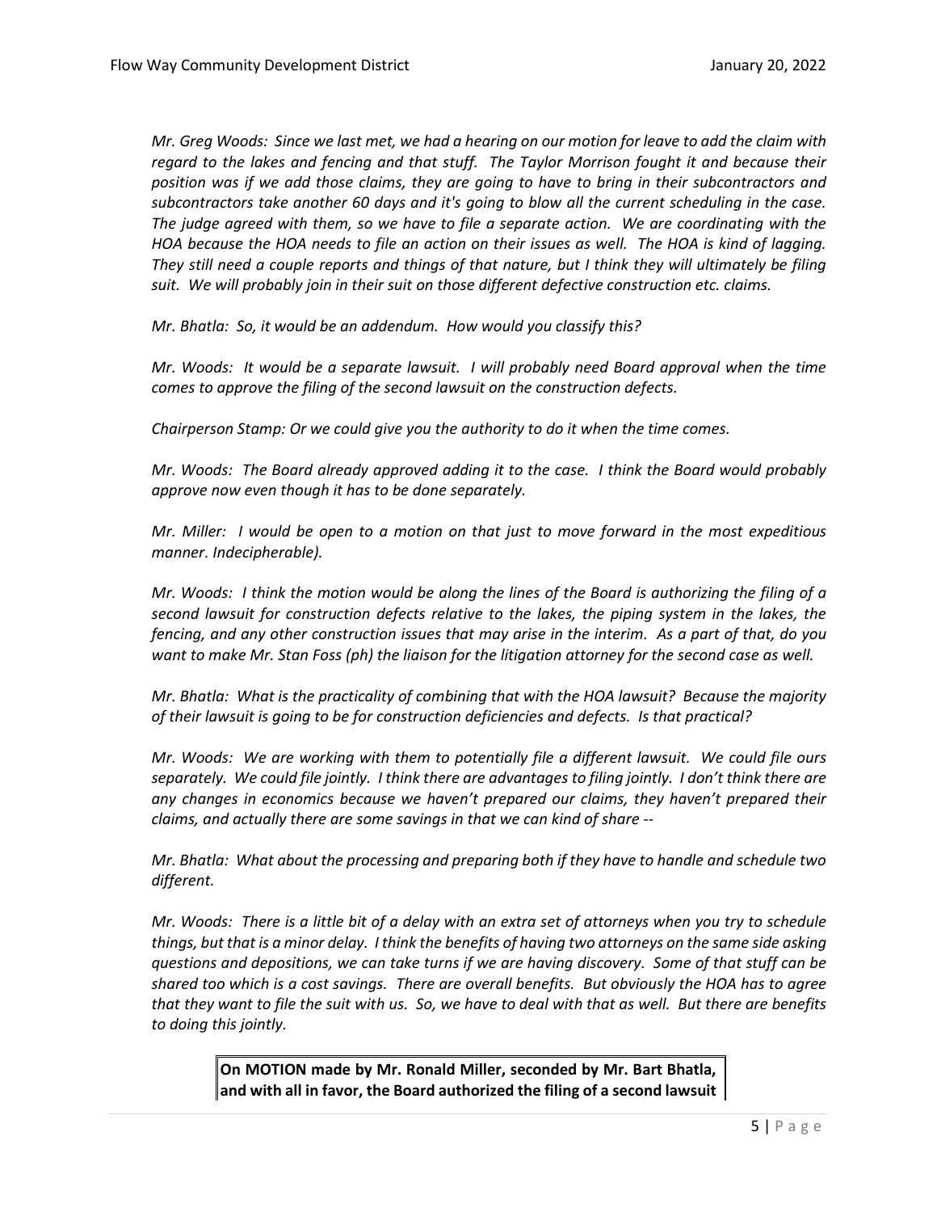*Mr. Greg Woods: Since we last met, we had a hearing on our motion for leave to add the claim with regard to the lakes and fencing and that stuff. The Taylor Morrison fought it and because their position was if we add those claims, they are going to have to bring in their subcontractors and subcontractors take another 60 days and it's going to blow all the current scheduling in the case. The judge agreed with them, so we have to file a separate action. We are coordinating with the HOA because the HOA needs to file an action on their issues as well. The HOA is kind of lagging. They still need a couple reports and things of that nature, but I think they will ultimately be filing suit. We will probably join in their suit on those different defective construction etc. claims.*

*Mr. Bhatla: So, it would be an addendum. How would you classify this?*

*Mr. Woods: It would be a separate lawsuit. I will probably need Board approval when the time comes to approve the filing of the second lawsuit on the construction defects.*

*Chairperson Stamp: Or we could give you the authority to do it when the time comes.*

*Mr. Woods: The Board already approved adding it to the case. I think the Board would probably approve now even though it has to be done separately.*

*Mr. Miller: I would be open to a motion on that just to move forward in the most expeditious manner. Indecipherable).*

*Mr. Woods: I think the motion would be along the lines of the Board is authorizing the filing of a second lawsuit for construction defects relative to the lakes, the piping system in the lakes, the fencing, and any other construction issues that may arise in the interim. As a part of that, do you want to make Mr. Stan Foss (ph) the liaison for the litigation attorney for the second case as well.*

*Mr. Bhatla: What is the practicality of combining that with the HOA lawsuit? Because the majority of their lawsuit is going to be for construction deficiencies and defects. Is that practical?*

*Mr. Woods: We are working with them to potentially file a different lawsuit. We could file ours separately. We could file jointly. I think there are advantages to filing jointly. I don't think there are any changes in economics because we haven't prepared our claims, they haven't prepared their claims, and actually there are some savings in that we can kind of share --*

*Mr. Bhatla: What about the processing and preparing both if they have to handle and schedule two different.*

*Mr. Woods: There is a little bit of a delay with an extra set of attorneys when you try to schedule things, but that is a minor delay. I think the benefits of having two attorneys on the same side asking questions and depositions, we can take turns if we are having discovery. Some of that stuff can be shared too which is a cost savings. There are overall benefits. But obviously the HOA has to agree that they want to file the suit with us. So, we have to deal with that as well. But there are benefits to doing this jointly.*

**On MOTION made by Mr. Ronald Miller, seconded by Mr. Bart Bhatla, and with all in favor, the Board authorized the filing of a second lawsuit**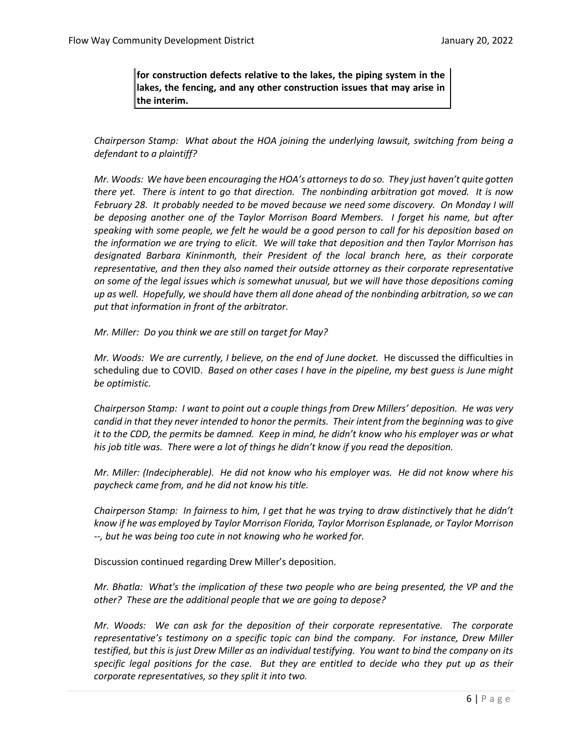**for construction defects relative to the lakes, the piping system in the lakes, the fencing, and any other construction issues that may arise in the interim.**

*Chairperson Stamp: What about the HOA joining the underlying lawsuit, switching from being a defendant to a plaintiff?*

*Mr. Woods: We have been encouraging the HOA's attorneys to do so. They just haven't quite gotten there yet. There is intent to go that direction. The nonbinding arbitration got moved. It is now February 28. It probably needed to be moved because we need some discovery. On Monday I will be deposing another one of the Taylor Morrison Board Members. I forget his name, but after speaking with some people, we felt he would be a good person to call for his deposition based on the information we are trying to elicit. We will take that deposition and then Taylor Morrison has designated Barbara Kininmonth, their President of the local branch here, as their corporate representative, and then they also named their outside attorney as their corporate representative on some of the legal issues which is somewhat unusual, but we will have those depositions coming up as well. Hopefully, we should have them all done ahead of the nonbinding arbitration, so we can put that information in front of the arbitrator.*

*Mr. Miller: Do you think we are still on target for May?*

*Mr. Woods: We are currently, I believe, on the end of June docket.* He discussed the difficulties in scheduling due to COVID. *Based on other cases I have in the pipeline, my best guess is June might be optimistic.*

*Chairperson Stamp: I want to point out a couple things from Drew Millers' deposition. He was very candid in that they never intended to honor the permits. Their intent from the beginning was to give it to the CDD, the permits be damned. Keep in mind, he didn't know who his employer was or what his job title was. There were a lot of things he didn't know if you read the deposition.*

*Mr. Miller: (Indecipherable). He did not know who his employer was. He did not know where his paycheck came from, and he did not know his title.*

*Chairperson Stamp: In fairness to him, I get that he was trying to draw distinctively that he didn't know if he was employed by Taylor Morrison Florida, Taylor Morrison Esplanade, or Taylor Morrison --, but he was being too cute in not knowing who he worked for.*

Discussion continued regarding Drew Miller's deposition.

*Mr. Bhatla: What's the implication of these two people who are being presented, the VP and the other? These are the additional people that we are going to depose?*

*Mr. Woods: We can ask for the deposition of their corporate representative. The corporate representative's testimony on a specific topic can bind the company. For instance, Drew Miller testified, but this is just Drew Miller as an individual testifying. You want to bind the company on its specific legal positions for the case. But they are entitled to decide who they put up as their corporate representatives, so they split it into two.*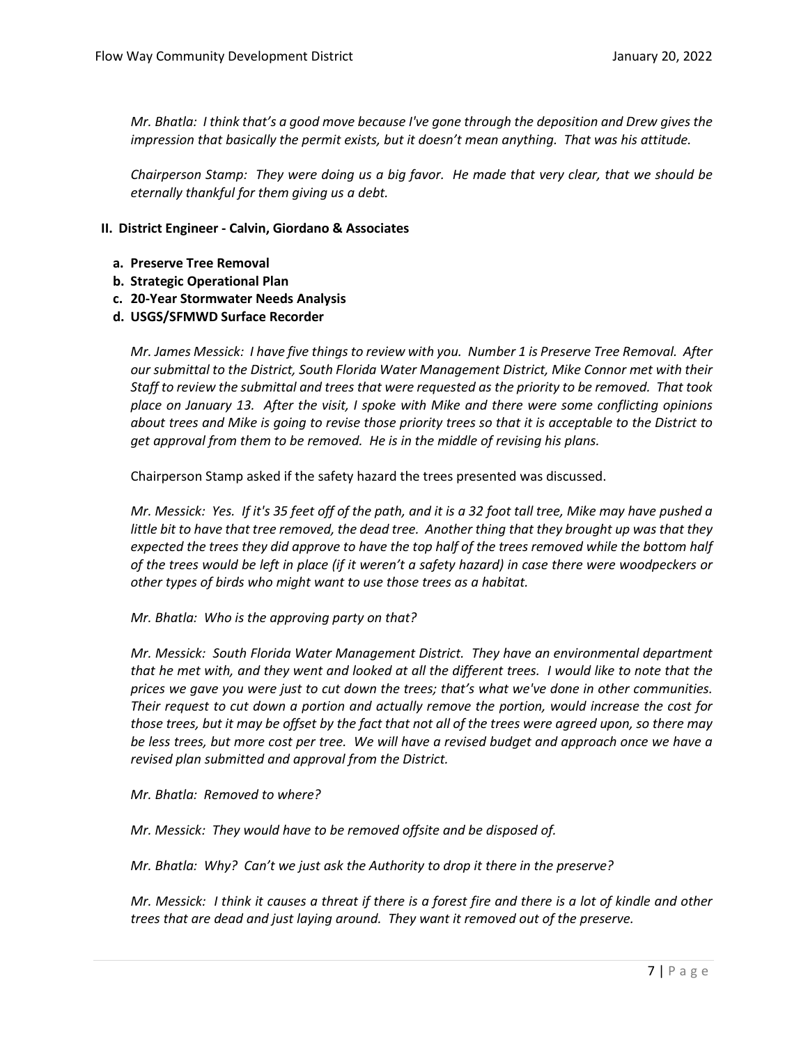*Mr. Bhatla: I think that's a good move because I've gone through the deposition and Drew gives the impression that basically the permit exists, but it doesn't mean anything. That was his attitude.*

*Chairperson Stamp: They were doing us a big favor. He made that very clear, that we should be eternally thankful for them giving us a debt.*

## II. District Engineer - Calvin, Giordano & Associates

**a. Preserve Tree Removal**
**b. Strategic Operational Plan**
**c. 20-Year Stormwater Needs Analysis**
**d. USGS/SFMWD Surface Recorder**

*Mr. James Messick: I have five things to review with you. Number 1 is Preserve Tree Removal. After our submittal to the District, South Florida Water Management District, Mike Connor met with their Staff to review the submittal and trees that were requested as the priority to be removed. That took place on January 13. After the visit, I spoke with Mike and there were some conflicting opinions about trees and Mike is going to revise those priority trees so that it is acceptable to the District to get approval from them to be removed. He is in the middle of revising his plans.*

Chairperson Stamp asked if the safety hazard the trees presented was discussed.

*Mr. Messick: Yes. If it's 35 feet off of the path, and it is a 32 foot tall tree, Mike may have pushed a little bit to have that tree removed, the dead tree. Another thing that they brought up was that they expected the trees they did approve to have the top half of the trees removed while the bottom half of the trees would be left in place (if it weren't a safety hazard) in case there were woodpeckers or other types of birds who might want to use those trees as a habitat.*

*Mr. Bhatla: Who is the approving party on that?*

*Mr. Messick: South Florida Water Management District. They have an environmental department that he met with, and they went and looked at all the different trees. I would like to note that the prices we gave you were just to cut down the trees; that's what we've done in other communities. Their request to cut down a portion and actually remove the portion, would increase the cost for those trees, but it may be offset by the fact that not all of the trees were agreed upon, so there may be less trees, but more cost per tree. We will have a revised budget and approach once we have a revised plan submitted and approval from the District.*

*Mr. Bhatla: Removed to where?*

*Mr. Messick: They would have to be removed offsite and be disposed of.*

*Mr. Bhatla: Why? Can't we just ask the Authority to drop it there in the preserve?*

*Mr. Messick: I think it causes a threat if there is a forest fire and there is a lot of kindle and other trees that are dead and just laying around. They want it removed out of the preserve.*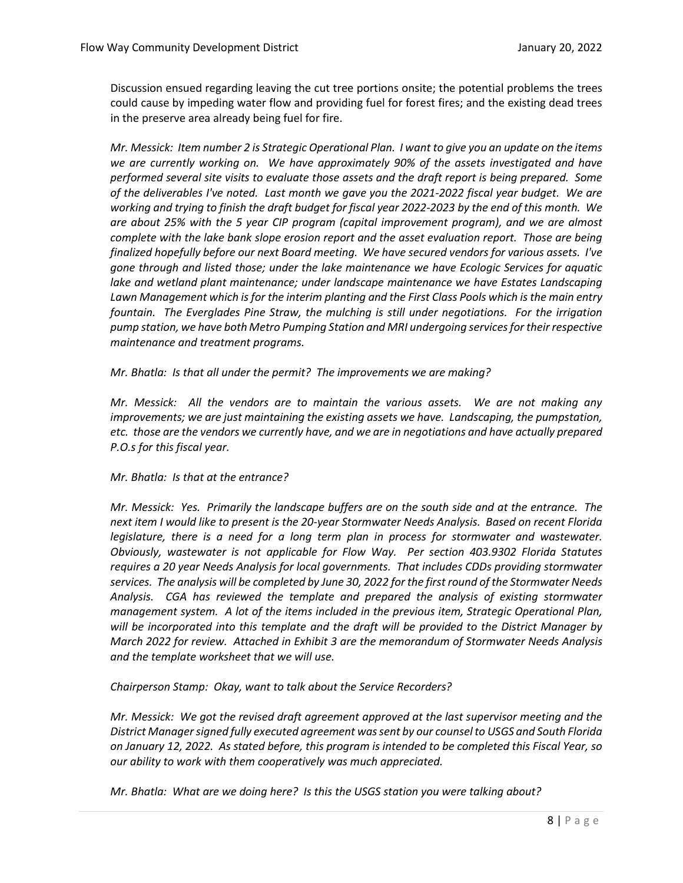Discussion ensued regarding leaving the cut tree portions onsite; the potential problems the trees could cause by impeding water flow and providing fuel for forest fires; and the existing dead trees in the preserve area already being fuel for fire.

*Mr. Messick: Item number 2 is Strategic Operational Plan. I want to give you an update on the items we are currently working on. We have approximately 90% of the assets investigated and have performed several site visits to evaluate those assets and the draft report is being prepared. Some of the deliverables I've noted. Last month we gave you the 2021-2022 fiscal year budget. We are working and trying to finish the draft budget for fiscal year 2022-2023 by the end of this month. We are about 25% with the 5 year CIP program (capital improvement program), and we are almost complete with the lake bank slope erosion report and the asset evaluation report. Those are being finalized hopefully before our next Board meeting. We have secured vendors for various assets. I've gone through and listed those; under the lake maintenance we have Ecologic Services for aquatic lake and wetland plant maintenance; under landscape maintenance we have Estates Landscaping Lawn Management which is for the interim planting and the First Class Pools which is the main entry fountain. The Everglades Pine Straw, the mulching is still under negotiations. For the irrigation pump station, we have both Metro Pumping Station and MRI undergoing services for their respective maintenance and treatment programs.*

*Mr. Bhatla: Is that all under the permit? The improvements we are making?*

*Mr. Messick: All the vendors are to maintain the various assets. We are not making any improvements; we are just maintaining the existing assets we have. Landscaping, the pumpstation, etc. those are the vendors we currently have, and we are in negotiations and have actually prepared P.O.s for this fiscal year.*

*Mr. Bhatla: Is that at the entrance?*

*Mr. Messick: Yes. Primarily the landscape buffers are on the south side and at the entrance. The next item I would like to present is the 20-year Stormwater Needs Analysis. Based on recent Florida legislature, there is a need for a long term plan in process for stormwater and wastewater. Obviously, wastewater is not applicable for Flow Way. Per section 403.9302 Florida Statutes requires a 20 year Needs Analysis for local governments. That includes CDDs providing stormwater services. The analysis will be completed by June 30, 2022 for the first round of the Stormwater Needs Analysis. CGA has reviewed the template and prepared the analysis of existing stormwater management system. A lot of the items included in the previous item, Strategic Operational Plan, will be incorporated into this template and the draft will be provided to the District Manager by March 2022 for review. Attached in Exhibit 3 are the memorandum of Stormwater Needs Analysis and the template worksheet that we will use.*

*Chairperson Stamp: Okay, want to talk about the Service Recorders?*

*Mr. Messick: We got the revised draft agreement approved at the last supervisor meeting and the District Manager signed fully executed agreement was sent by our counsel to USGS and South Florida on January 12, 2022. As stated before, this program is intended to be completed this Fiscal Year, so our ability to work with them cooperatively was much appreciated.*

*Mr. Bhatla: What are we doing here? Is this the USGS station you were talking about?*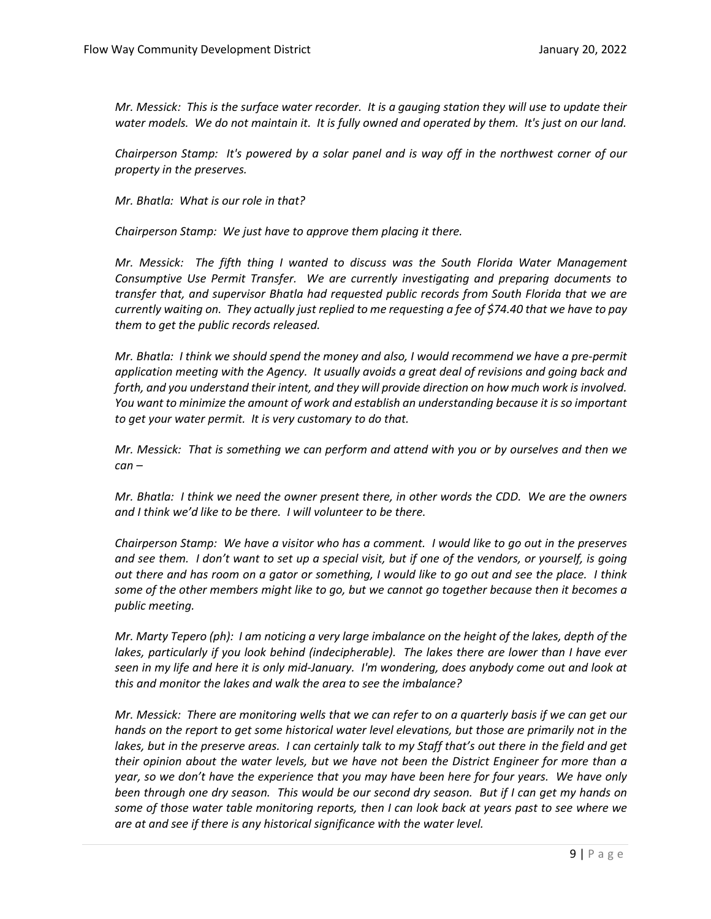*Mr. Messick: This is the surface water recorder. It is a gauging station they will use to update their water models. We do not maintain it. It is fully owned and operated by them. It's just on our land.*

*Chairperson Stamp: It's powered by a solar panel and is way off in the northwest corner of our property in the preserves.*

*Mr. Bhatla: What is our role in that?*

*Chairperson Stamp: We just have to approve them placing it there.*

*Mr. Messick: The fifth thing I wanted to discuss was the South Florida Water Management Consumptive Use Permit Transfer. We are currently investigating and preparing documents to transfer that, and supervisor Bhatla had requested public records from South Florida that we are currently waiting on. They actually just replied to me requesting a fee of $74.40 that we have to pay them to get the public records released.*

*Mr. Bhatla: I think we should spend the money and also, I would recommend we have a pre-permit application meeting with the Agency. It usually avoids a great deal of revisions and going back and forth, and you understand their intent, and they will provide direction on how much work is involved. You want to minimize the amount of work and establish an understanding because it is so important to get your water permit. It is very customary to do that.*

*Mr. Messick: That is something we can perform and attend with you or by ourselves and then we can –*

*Mr. Bhatla: I think we need the owner present there, in other words the CDD. We are the owners and I think we'd like to be there. I will volunteer to be there.*

*Chairperson Stamp: We have a visitor who has a comment. I would like to go out in the preserves and see them. I don't want to set up a special visit, but if one of the vendors, or yourself, is going out there and has room on a gator or something, I would like to go out and see the place. I think some of the other members might like to go, but we cannot go together because then it becomes a public meeting.*

*Mr. Marty Tepero (ph): I am noticing a very large imbalance on the height of the lakes, depth of the lakes, particularly if you look behind (indecipherable). The lakes there are lower than I have ever seen in my life and here it is only mid-January. I'm wondering, does anybody come out and look at this and monitor the lakes and walk the area to see the imbalance?*

*Mr. Messick: There are monitoring wells that we can refer to on a quarterly basis if we can get our hands on the report to get some historical water level elevations, but those are primarily not in the lakes, but in the preserve areas. I can certainly talk to my Staff that's out there in the field and get their opinion about the water levels, but we have not been the District Engineer for more than a year, so we don't have the experience that you may have been here for four years. We have only been through one dry season. This would be our second dry season. But if I can get my hands on some of those water table monitoring reports, then I can look back at years past to see where we are at and see if there is any historical significance with the water level.*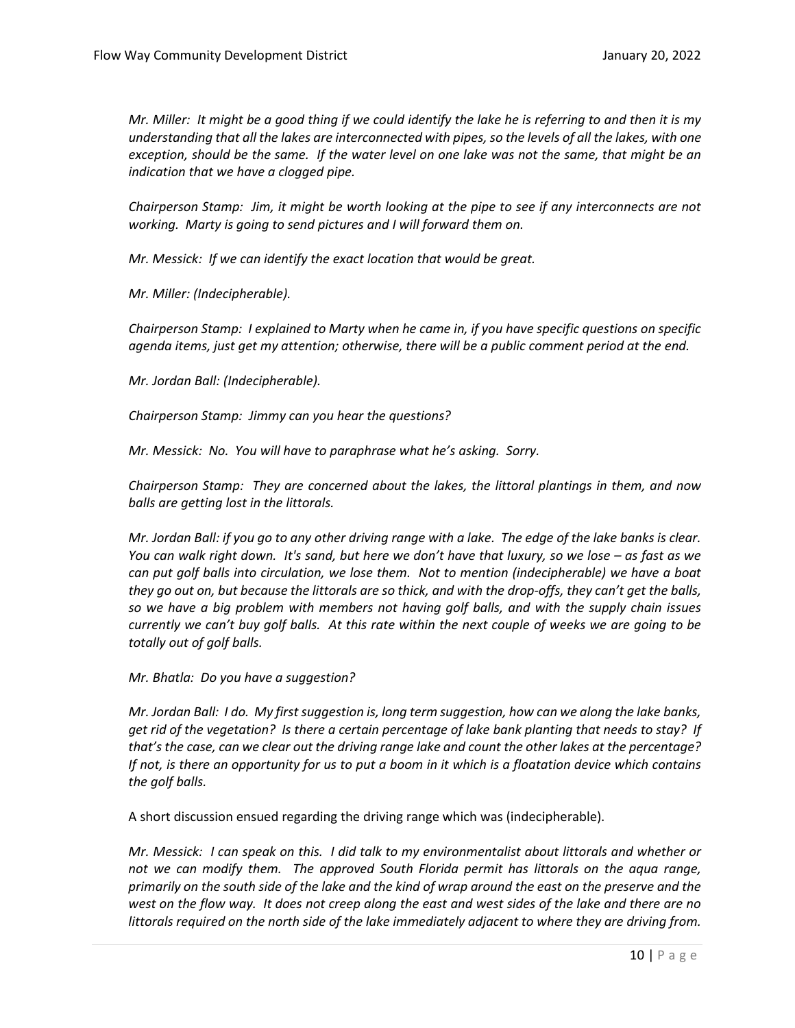*Mr. Miller: It might be a good thing if we could identify the lake he is referring to and then it is my understanding that all the lakes are interconnected with pipes, so the levels of all the lakes, with one exception, should be the same. If the water level on one lake was not the same, that might be an indication that we have a clogged pipe.*

*Chairperson Stamp: Jim, it might be worth looking at the pipe to see if any interconnects are not working. Marty is going to send pictures and I will forward them on.*

*Mr. Messick: If we can identify the exact location that would be great.*

*Mr. Miller: (Indecipherable).*

*Chairperson Stamp: I explained to Marty when he came in, if you have specific questions on specific agenda items, just get my attention; otherwise, there will be a public comment period at the end.*

*Mr. Jordan Ball: (Indecipherable).*

*Chairperson Stamp: Jimmy can you hear the questions?*

*Mr. Messick: No. You will have to paraphrase what he's asking. Sorry.*

*Chairperson Stamp: They are concerned about the lakes, the littoral plantings in them, and now balls are getting lost in the littorals.*

*Mr. Jordan Ball: if you go to any other driving range with a lake. The edge of the lake banks is clear. You can walk right down. It's sand, but here we don't have that luxury, so we lose – as fast as we can put golf balls into circulation, we lose them. Not to mention (indecipherable) we have a boat they go out on, but because the littorals are so thick, and with the drop-offs, they can't get the balls, so we have a big problem with members not having golf balls, and with the supply chain issues currently we can't buy golf balls. At this rate within the next couple of weeks we are going to be totally out of golf balls.*

*Mr. Bhatla: Do you have a suggestion?*

*Mr. Jordan Ball: I do. My first suggestion is, long term suggestion, how can we along the lake banks, get rid of the vegetation? Is there a certain percentage of lake bank planting that needs to stay? If that's the case, can we clear out the driving range lake and count the other lakes at the percentage? If not, is there an opportunity for us to put a boom in it which is a floatation device which contains the golf balls.*

A short discussion ensued regarding the driving range which was (indecipherable).

*Mr. Messick: I can speak on this. I did talk to my environmentalist about littorals and whether or not we can modify them. The approved South Florida permit has littorals on the aqua range, primarily on the south side of the lake and the kind of wrap around the east on the preserve and the west on the flow way. It does not creep along the east and west sides of the lake and there are no littorals required on the north side of the lake immediately adjacent to where they are driving from.*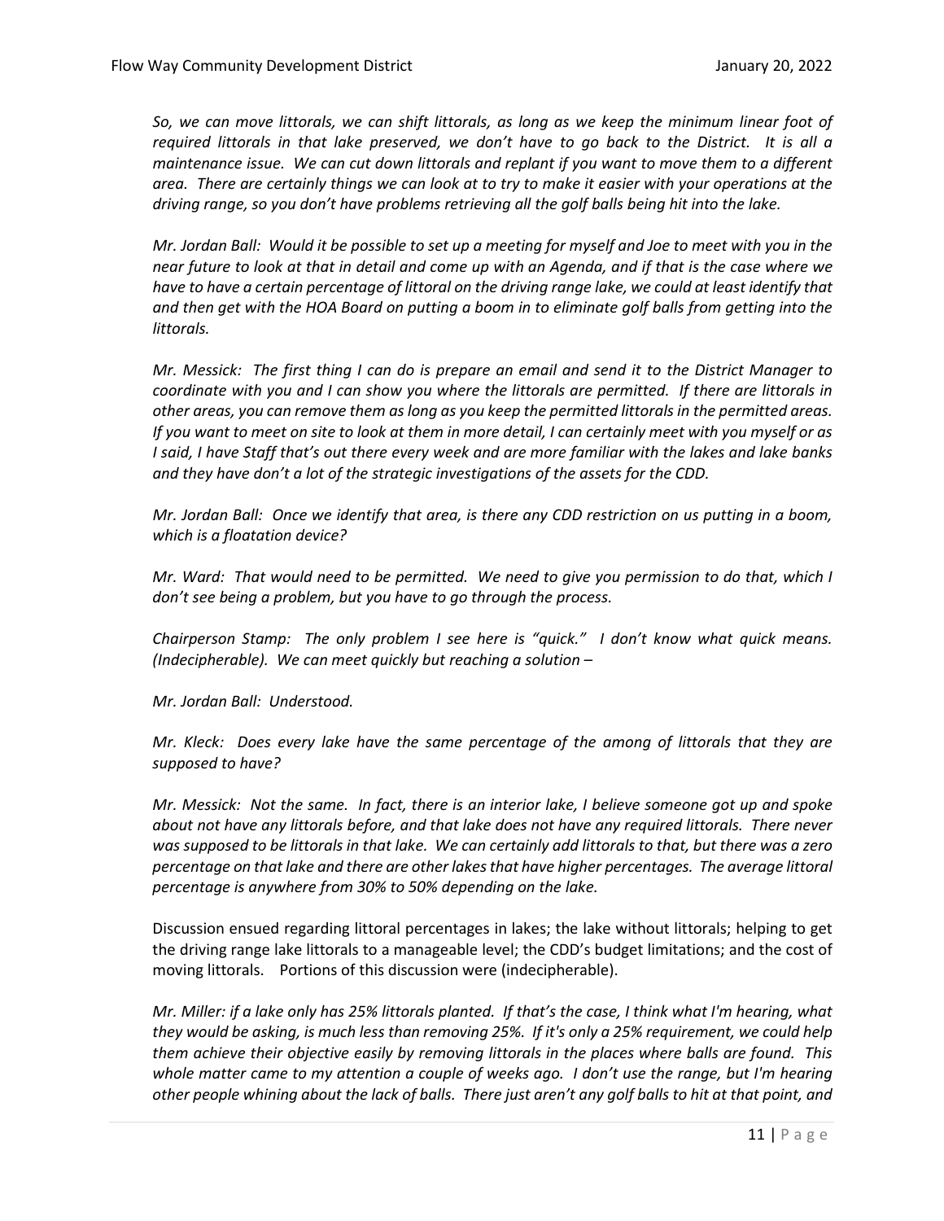*So, we can move littorals, we can shift littorals, as long as we keep the minimum linear foot of required littorals in that lake preserved, we don't have to go back to the District. It is all a maintenance issue. We can cut down littorals and replant if you want to move them to a different area. There are certainly things we can look at to try to make it easier with your operations at the driving range, so you don't have problems retrieving all the golf balls being hit into the lake.*

*Mr. Jordan Ball: Would it be possible to set up a meeting for myself and Joe to meet with you in the near future to look at that in detail and come up with an Agenda, and if that is the case where we have to have a certain percentage of littoral on the driving range lake, we could at least identify that and then get with the HOA Board on putting a boom in to eliminate golf balls from getting into the littorals.*

*Mr. Messick: The first thing I can do is prepare an email and send it to the District Manager to coordinate with you and I can show you where the littorals are permitted. If there are littorals in other areas, you can remove them as long as you keep the permitted littorals in the permitted areas. If you want to meet on site to look at them in more detail, I can certainly meet with you myself or as I said, I have Staff that's out there every week and are more familiar with the lakes and lake banks and they have don't a lot of the strategic investigations of the assets for the CDD.*

*Mr. Jordan Ball: Once we identify that area, is there any CDD restriction on us putting in a boom, which is a floatation device?*

*Mr. Ward: That would need to be permitted. We need to give you permission to do that, which I don't see being a problem, but you have to go through the process.*

*Chairperson Stamp: The only problem I see here is "quick." I don't know what quick means. (Indecipherable). We can meet quickly but reaching a solution –*

*Mr. Jordan Ball: Understood.*

*Mr. Kleck: Does every lake have the same percentage of the among of littorals that they are supposed to have?*

*Mr. Messick: Not the same. In fact, there is an interior lake, I believe someone got up and spoke about not have any littorals before, and that lake does not have any required littorals. There never was supposed to be littorals in that lake. We can certainly add littorals to that, but there was a zero percentage on that lake and there are other lakes that have higher percentages. The average littoral percentage is anywhere from 30% to 50% depending on the lake.*

Discussion ensued regarding littoral percentages in lakes; the lake without littorals; helping to get the driving range lake littorals to a manageable level; the CDD's budget limitations; and the cost of moving littorals. Portions of this discussion were (indecipherable).

*Mr. Miller: if a lake only has 25% littorals planted. If that's the case, I think what I'm hearing, what they would be asking, is much less than removing 25%. If it's only a 25% requirement, we could help them achieve their objective easily by removing littorals in the places where balls are found. This whole matter came to my attention a couple of weeks ago. I don't use the range, but I'm hearing other people whining about the lack of balls. There just aren't any golf balls to hit at that point, and*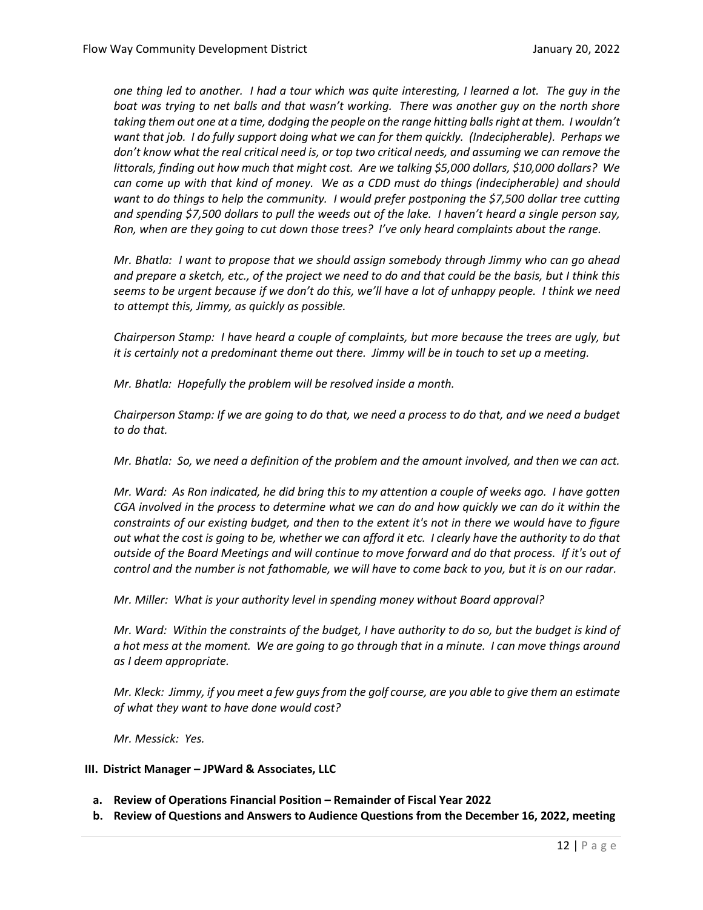*one thing led to another. I had a tour which was quite interesting, I learned a lot. The guy in the boat was trying to net balls and that wasn't working. There was another guy on the north shore taking them out one at a time, dodging the people on the range hitting balls right at them. I wouldn't want that job. I do fully support doing what we can for them quickly. (Indecipherable). Perhaps we don't know what the real critical need is, or top two critical needs, and assuming we can remove the littorals, finding out how much that might cost. Are we talking $5,000 dollars, $10,000 dollars? We can come up with that kind of money. We as a CDD must do things (indecipherable) and should want to do things to help the community. I would prefer postponing the $7,500 dollar tree cutting and spending $7,500 dollars to pull the weeds out of the lake. I haven't heard a single person say, Ron, when are they going to cut down those trees? I've only heard complaints about the range.*

*Mr. Bhatla: I want to propose that we should assign somebody through Jimmy who can go ahead and prepare a sketch, etc., of the project we need to do and that could be the basis, but I think this seems to be urgent because if we don't do this, we'll have a lot of unhappy people. I think we need to attempt this, Jimmy, as quickly as possible.*

*Chairperson Stamp: I have heard a couple of complaints, but more because the trees are ugly, but it is certainly not a predominant theme out there. Jimmy will be in touch to set up a meeting.*

*Mr. Bhatla: Hopefully the problem will be resolved inside a month.*

*Chairperson Stamp: If we are going to do that, we need a process to do that, and we need a budget to do that.*

*Mr. Bhatla: So, we need a definition of the problem and the amount involved, and then we can act.*

*Mr. Ward: As Ron indicated, he did bring this to my attention a couple of weeks ago. I have gotten CGA involved in the process to determine what we can do and how quickly we can do it within the constraints of our existing budget, and then to the extent it's not in there we would have to figure out what the cost is going to be, whether we can afford it etc. I clearly have the authority to do that outside of the Board Meetings and will continue to move forward and do that process. If it's out of control and the number is not fathomable, we will have to come back to you, but it is on our radar.*

*Mr. Miller: What is your authority level in spending money without Board approval?*

*Mr. Ward: Within the constraints of the budget, I have authority to do so, but the budget is kind of a hot mess at the moment. We are going to go through that in a minute. I can move things around as I deem appropriate.*

*Mr. Kleck: Jimmy, if you meet a few guys from the golf course, are you able to give them an estimate of what they want to have done would cost?*

*Mr. Messick: Yes.*

**III. District Manager – JPWard & Associates, LLC**

- **a. Review of Operations Financial Position – Remainder of Fiscal Year 2022**
- **b. Review of Questions and Answers to Audience Questions from the December 16, 2022, meeting**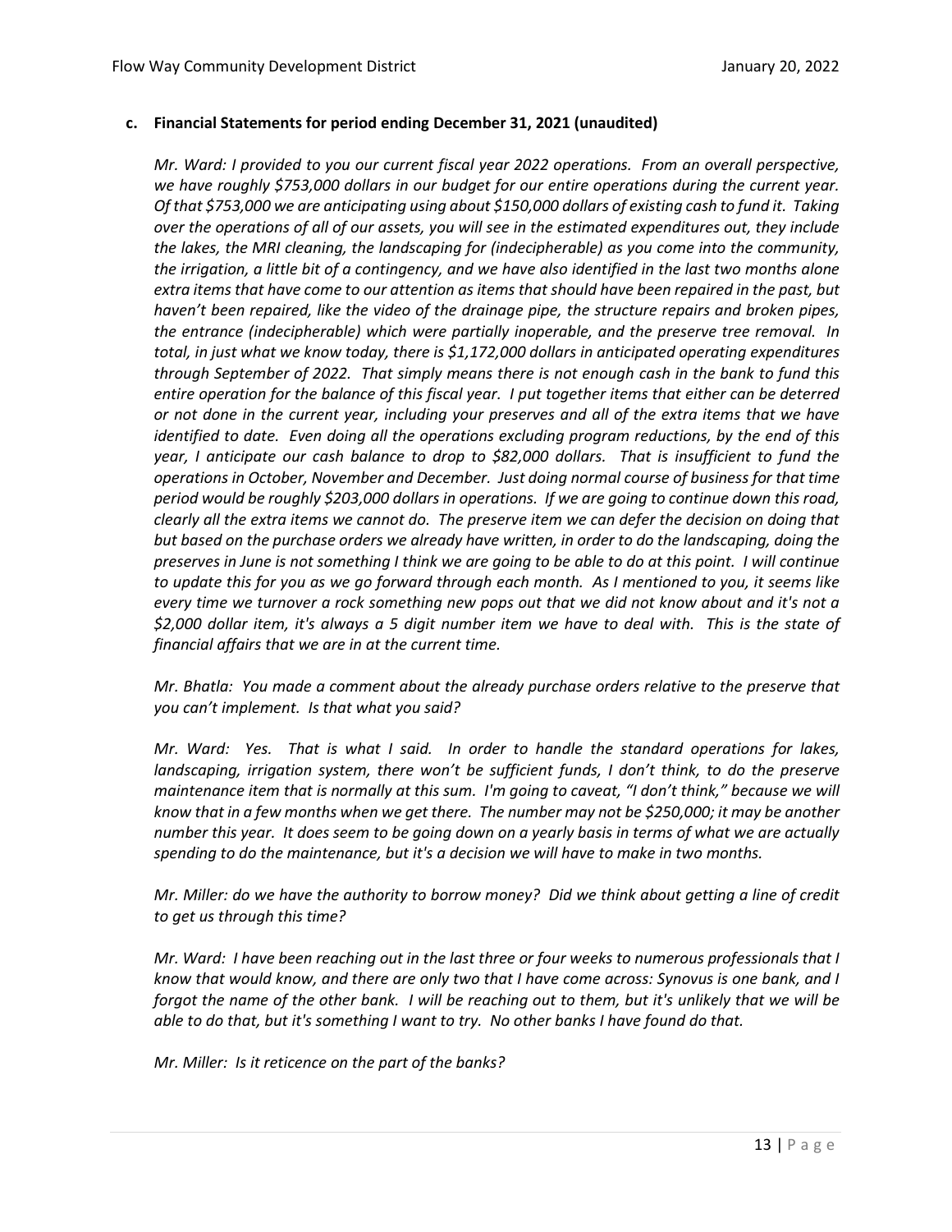**c. Financial Statements for period ending December 31, 2021 (unaudited)**

*Mr. Ward: I provided to you our current fiscal year 2022 operations. From an overall perspective, we have roughly $753,000 dollars in our budget for our entire operations during the current year. Of that $753,000 we are anticipating using about $150,000 dollars of existing cash to fund it. Taking over the operations of all of our assets, you will see in the estimated expenditures out, they include the lakes, the MRI cleaning, the landscaping for (indecipherable) as you come into the community, the irrigation, a little bit of a contingency, and we have also identified in the last two months alone extra items that have come to our attention as items that should have been repaired in the past, but haven't been repaired, like the video of the drainage pipe, the structure repairs and broken pipes, the entrance (indecipherable) which were partially inoperable, and the preserve tree removal. In total, in just what we know today, there is $1,172,000 dollars in anticipated operating expenditures through September of 2022. That simply means there is not enough cash in the bank to fund this entire operation for the balance of this fiscal year. I put together items that either can be deterred or not done in the current year, including your preserves and all of the extra items that we have identified to date. Even doing all the operations excluding program reductions, by the end of this year, I anticipate our cash balance to drop to $82,000 dollars. That is insufficient to fund the operations in October, November and December. Just doing normal course of business for that time period would be roughly $203,000 dollars in operations. If we are going to continue down this road, clearly all the extra items we cannot do. The preserve item we can defer the decision on doing that but based on the purchase orders we already have written, in order to do the landscaping, doing the preserves in June is not something I think we are going to be able to do at this point. I will continue to update this for you as we go forward through each month. As I mentioned to you, it seems like every time we turnover a rock something new pops out that we did not know about and it's not a $2,000 dollar item, it's always a 5 digit number item we have to deal with. This is the state of financial affairs that we are in at the current time.*

*Mr. Bhatla: You made a comment about the already purchase orders relative to the preserve that you can't implement. Is that what you said?*

*Mr. Ward: Yes. That is what I said. In order to handle the standard operations for lakes, landscaping, irrigation system, there won't be sufficient funds, I don't think, to do the preserve maintenance item that is normally at this sum. I'm going to caveat, "I don't think," because we will know that in a few months when we get there. The number may not be $250,000; it may be another number this year. It does seem to be going down on a yearly basis in terms of what we are actually spending to do the maintenance, but it's a decision we will have to make in two months.*

*Mr. Miller: do we have the authority to borrow money? Did we think about getting a line of credit to get us through this time?*

*Mr. Ward: I have been reaching out in the last three or four weeks to numerous professionals that I know that would know, and there are only two that I have come across: Synovus is one bank, and I forgot the name of the other bank. I will be reaching out to them, but it's unlikely that we will be able to do that, but it's something I want to try. No other banks I have found do that.*

*Mr. Miller: Is it reticence on the part of the banks?*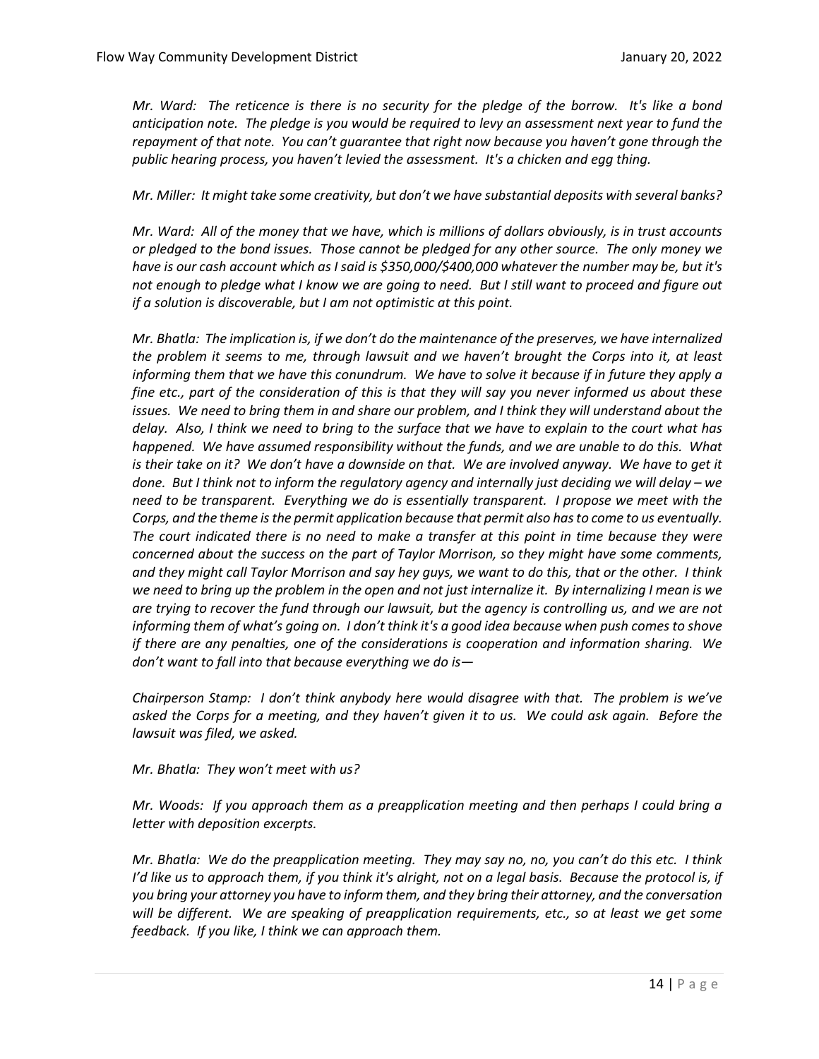*Mr. Ward: The reticence is there is no security for the pledge of the borrow. It's like a bond anticipation note. The pledge is you would be required to levy an assessment next year to fund the repayment of that note. You can't guarantee that right now because you haven't gone through the public hearing process, you haven't levied the assessment. It's a chicken and egg thing.*

*Mr. Miller: It might take some creativity, but don't we have substantial deposits with several banks?*

*Mr. Ward: All of the money that we have, which is millions of dollars obviously, is in trust accounts or pledged to the bond issues. Those cannot be pledged for any other source. The only money we have is our cash account which as I said is $350,000/$400,000 whatever the number may be, but it's not enough to pledge what I know we are going to need. But I still want to proceed and figure out if a solution is discoverable, but I am not optimistic at this point.*

*Mr. Bhatla: The implication is, if we don't do the maintenance of the preserves, we have internalized the problem it seems to me, through lawsuit and we haven't brought the Corps into it, at least informing them that we have this conundrum. We have to solve it because if in future they apply a fine etc., part of the consideration of this is that they will say you never informed us about these issues. We need to bring them in and share our problem, and I think they will understand about the delay. Also, I think we need to bring to the surface that we have to explain to the court what has happened. We have assumed responsibility without the funds, and we are unable to do this. What is their take on it? We don't have a downside on that. We are involved anyway. We have to get it done. But I think not to inform the regulatory agency and internally just deciding we will delay – we need to be transparent. Everything we do is essentially transparent. I propose we meet with the Corps, and the theme is the permit application because that permit also has to come to us eventually. The court indicated there is no need to make a transfer at this point in time because they were concerned about the success on the part of Taylor Morrison, so they might have some comments, and they might call Taylor Morrison and say hey guys, we want to do this, that or the other. I think we need to bring up the problem in the open and not just internalize it. By internalizing I mean is we are trying to recover the fund through our lawsuit, but the agency is controlling us, and we are not informing them of what's going on. I don't think it's a good idea because when push comes to shove if there are any penalties, one of the considerations is cooperation and information sharing. We don't want to fall into that because everything we do is—*

*Chairperson Stamp: I don't think anybody here would disagree with that. The problem is we've asked the Corps for a meeting, and they haven't given it to us. We could ask again. Before the lawsuit was filed, we asked.*

*Mr. Bhatla: They won't meet with us?*

*Mr. Woods: If you approach them as a preapplication meeting and then perhaps I could bring a letter with deposition excerpts.*

*Mr. Bhatla: We do the preapplication meeting. They may say no, no, you can't do this etc. I think I'd like us to approach them, if you think it's alright, not on a legal basis. Because the protocol is, if you bring your attorney you have to inform them, and they bring their attorney, and the conversation will be different. We are speaking of preapplication requirements, etc., so at least we get some feedback. If you like, I think we can approach them.*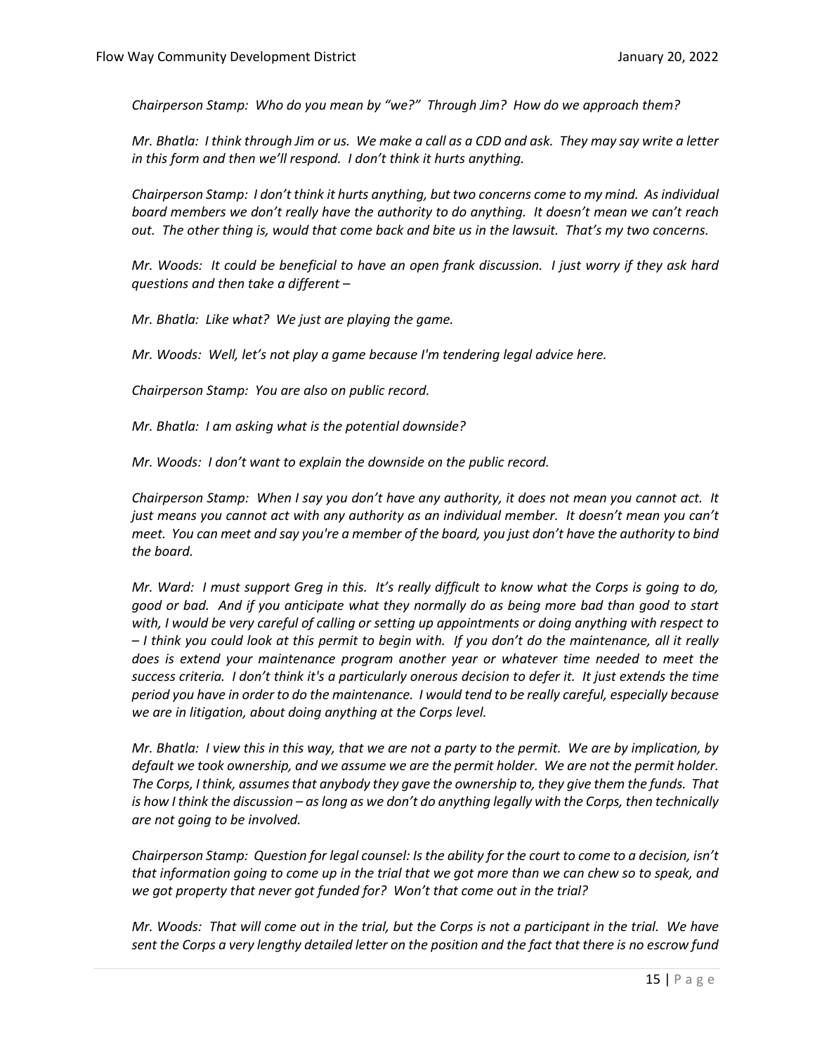*Chairperson Stamp: Who do you mean by "we?" Through Jim? How do we approach them?*

*Mr. Bhatla: I think through Jim or us. We make a call as a CDD and ask. They may say write a letter in this form and then we'll respond. I don't think it hurts anything.*

*Chairperson Stamp: I don't think it hurts anything, but two concerns come to my mind. As individual board members we don't really have the authority to do anything. It doesn't mean we can't reach out. The other thing is, would that come back and bite us in the lawsuit. That's my two concerns.*

*Mr. Woods: It could be beneficial to have an open frank discussion. I just worry if they ask hard questions and then take a different –*

*Mr. Bhatla: Like what? We just are playing the game.*

*Mr. Woods: Well, let's not play a game because I'm tendering legal advice here.*

*Chairperson Stamp: You are also on public record.*

*Mr. Bhatla: I am asking what is the potential downside?*

*Mr. Woods: I don't want to explain the downside on the public record.*

*Chairperson Stamp: When I say you don't have any authority, it does not mean you cannot act. It just means you cannot act with any authority as an individual member. It doesn't mean you can't meet. You can meet and say you're a member of the board, you just don't have the authority to bind the board.*

*Mr. Ward: I must support Greg in this. It's really difficult to know what the Corps is going to do, good or bad. And if you anticipate what they normally do as being more bad than good to start with, I would be very careful of calling or setting up appointments or doing anything with respect to – I think you could look at this permit to begin with. If you don't do the maintenance, all it really does is extend your maintenance program another year or whatever time needed to meet the success criteria. I don't think it's a particularly onerous decision to defer it. It just extends the time period you have in order to do the maintenance. I would tend to be really careful, especially because we are in litigation, about doing anything at the Corps level.*

*Mr. Bhatla: I view this in this way, that we are not a party to the permit. We are by implication, by default we took ownership, and we assume we are the permit holder. We are not the permit holder. The Corps, I think, assumes that anybody they gave the ownership to, they give them the funds. That is how I think the discussion – as long as we don't do anything legally with the Corps, then technically are not going to be involved.*

*Chairperson Stamp: Question for legal counsel: Is the ability for the court to come to a decision, isn't that information going to come up in the trial that we got more than we can chew so to speak, and we got property that never got funded for? Won't that come out in the trial?*

*Mr. Woods: That will come out in the trial, but the Corps is not a participant in the trial. We have sent the Corps a very lengthy detailed letter on the position and the fact that there is no escrow fund*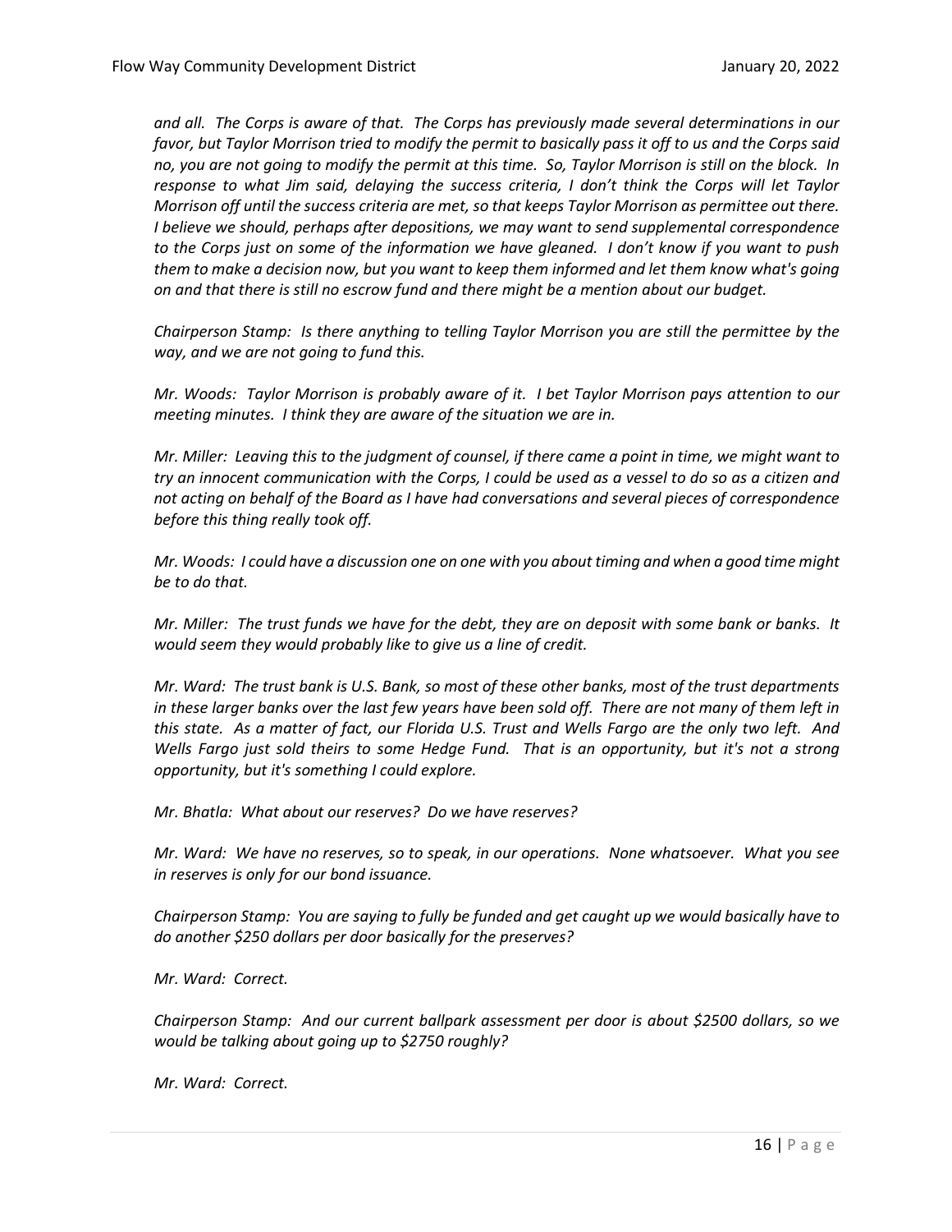*and all. The Corps is aware of that. The Corps has previously made several determinations in our favor, but Taylor Morrison tried to modify the permit to basically pass it off to us and the Corps said no, you are not going to modify the permit at this time. So, Taylor Morrison is still on the block. In response to what Jim said, delaying the success criteria, I don't think the Corps will let Taylor Morrison off until the success criteria are met, so that keeps Taylor Morrison as permittee out there. I believe we should, perhaps after depositions, we may want to send supplemental correspondence to the Corps just on some of the information we have gleaned. I don't know if you want to push them to make a decision now, but you want to keep them informed and let them know what's going on and that there is still no escrow fund and there might be a mention about our budget.*

*Chairperson Stamp: Is there anything to telling Taylor Morrison you are still the permittee by the way, and we are not going to fund this.*

*Mr. Woods: Taylor Morrison is probably aware of it. I bet Taylor Morrison pays attention to our meeting minutes. I think they are aware of the situation we are in.*

*Mr. Miller: Leaving this to the judgment of counsel, if there came a point in time, we might want to try an innocent communication with the Corps, I could be used as a vessel to do so as a citizen and not acting on behalf of the Board as I have had conversations and several pieces of correspondence before this thing really took off.*

*Mr. Woods: I could have a discussion one on one with you about timing and when a good time might be to do that.*

*Mr. Miller: The trust funds we have for the debt, they are on deposit with some bank or banks. It would seem they would probably like to give us a line of credit.*

*Mr. Ward: The trust bank is U.S. Bank, so most of these other banks, most of the trust departments in these larger banks over the last few years have been sold off. There are not many of them left in this state. As a matter of fact, our Florida U.S. Trust and Wells Fargo are the only two left. And Wells Fargo just sold theirs to some Hedge Fund. That is an opportunity, but it's not a strong opportunity, but it's something I could explore.*

*Mr. Bhatla: What about our reserves? Do we have reserves?*

*Mr. Ward: We have no reserves, so to speak, in our operations. None whatsoever. What you see in reserves is only for our bond issuance.*

*Chairperson Stamp: You are saying to fully be funded and get caught up we would basically have to do another $250 dollars per door basically for the preserves?*

*Mr. Ward: Correct.*

*Chairperson Stamp: And our current ballpark assessment per door is about $2500 dollars, so we would be talking about going up to $2750 roughly?*

*Mr. Ward: Correct.*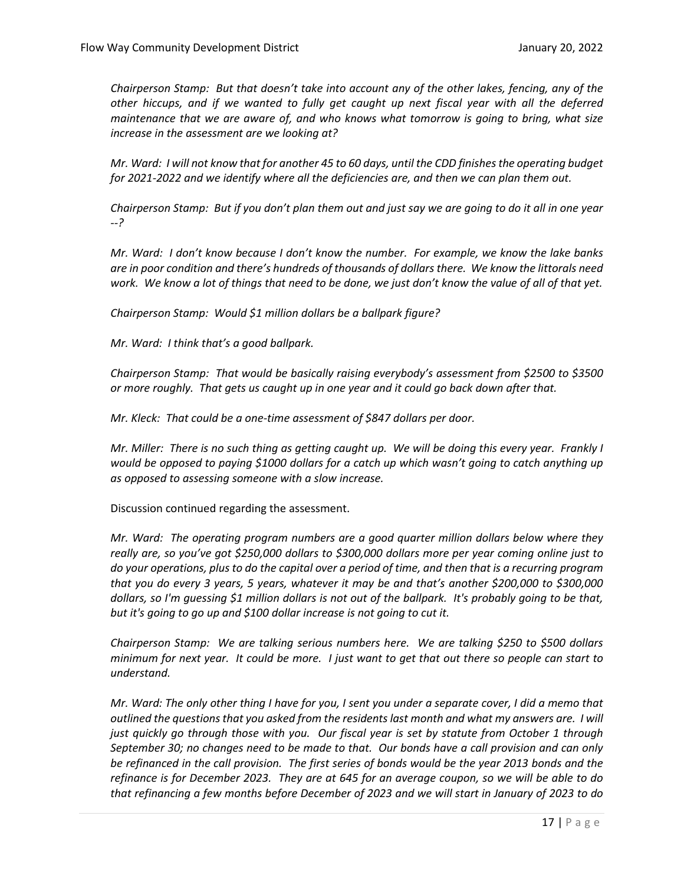*Chairperson Stamp: But that doesn't take into account any of the other lakes, fencing, any of the other hiccups, and if we wanted to fully get caught up next fiscal year with all the deferred maintenance that we are aware of, and who knows what tomorrow is going to bring, what size increase in the assessment are we looking at?*

*Mr. Ward: I will not know that for another 45 to 60 days, until the CDD finishes the operating budget for 2021-2022 and we identify where all the deficiencies are, and then we can plan them out.*

*Chairperson Stamp: But if you don't plan them out and just say we are going to do it all in one year --?*

*Mr. Ward: I don't know because I don't know the number. For example, we know the lake banks are in poor condition and there's hundreds of thousands of dollars there. We know the littorals need work. We know a lot of things that need to be done, we just don't know the value of all of that yet.*

*Chairperson Stamp: Would $1 million dollars be a ballpark figure?*

*Mr. Ward: I think that's a good ballpark.*

*Chairperson Stamp: That would be basically raising everybody's assessment from $2500 to $3500 or more roughly. That gets us caught up in one year and it could go back down after that.*

*Mr. Kleck: That could be a one-time assessment of $847 dollars per door.*

*Mr. Miller: There is no such thing as getting caught up. We will be doing this every year. Frankly I would be opposed to paying $1000 dollars for a catch up which wasn't going to catch anything up as opposed to assessing someone with a slow increase.*

Discussion continued regarding the assessment.

*Mr. Ward: The operating program numbers are a good quarter million dollars below where they really are, so you've got $250,000 dollars to $300,000 dollars more per year coming online just to do your operations, plus to do the capital over a period of time, and then that is a recurring program that you do every 3 years, 5 years, whatever it may be and that's another $200,000 to $300,000 dollars, so I'm guessing $1 million dollars is not out of the ballpark. It's probably going to be that, but it's going to go up and $100 dollar increase is not going to cut it.*

*Chairperson Stamp: We are talking serious numbers here. We are talking $250 to $500 dollars minimum for next year. It could be more. I just want to get that out there so people can start to understand.*

*Mr. Ward: The only other thing I have for you, I sent you under a separate cover, I did a memo that outlined the questions that you asked from the residents last month and what my answers are. I will just quickly go through those with you. Our fiscal year is set by statute from October 1 through September 30; no changes need to be made to that. Our bonds have a call provision and can only be refinanced in the call provision. The first series of bonds would be the year 2013 bonds and the refinance is for December 2023. They are at 645 for an average coupon, so we will be able to do that refinancing a few months before December of 2023 and we will start in January of 2023 to do*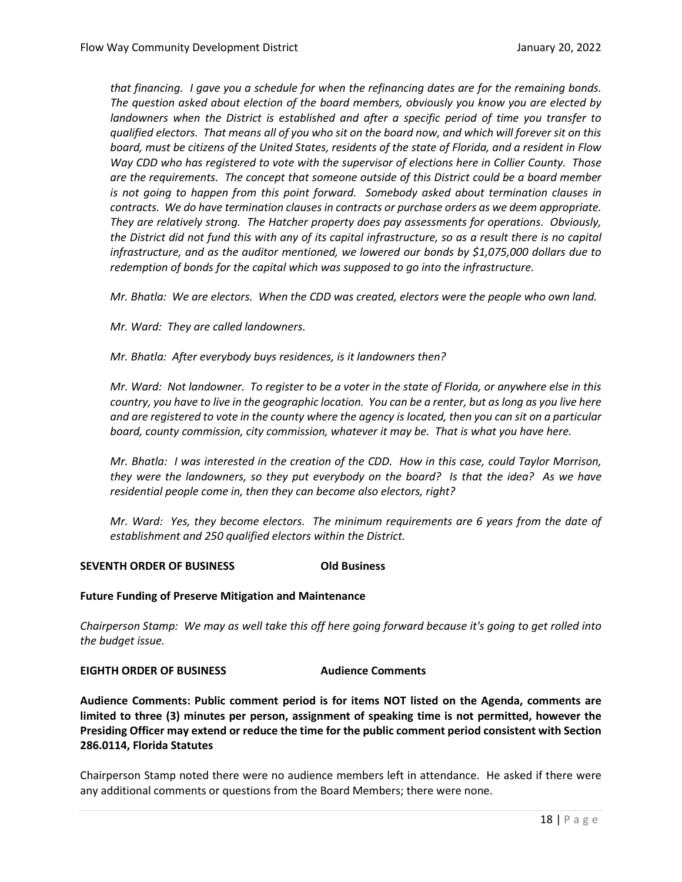*that financing. I gave you a schedule for when the refinancing dates are for the remaining bonds. The question asked about election of the board members, obviously you know you are elected by landowners when the District is established and after a specific period of time you transfer to qualified electors. That means all of you who sit on the board now, and which will forever sit on this board, must be citizens of the United States, residents of the state of Florida, and a resident in Flow Way CDD who has registered to vote with the supervisor of elections here in Collier County. Those are the requirements. The concept that someone outside of this District could be a board member is not going to happen from this point forward. Somebody asked about termination clauses in contracts. We do have termination clauses in contracts or purchase orders as we deem appropriate. They are relatively strong. The Hatcher property does pay assessments for operations. Obviously, the District did not fund this with any of its capital infrastructure, so as a result there is no capital infrastructure, and as the auditor mentioned, we lowered our bonds by $1,075,000 dollars due to redemption of bonds for the capital which was supposed to go into the infrastructure.*

*Mr. Bhatla: We are electors. When the CDD was created, electors were the people who own land.*

*Mr. Ward: They are called landowners.*

*Mr. Bhatla: After everybody buys residences, is it landowners then?*

*Mr. Ward: Not landowner. To register to be a voter in the state of Florida, or anywhere else in this country, you have to live in the geographic location. You can be a renter, but as long as you live here and are registered to vote in the county where the agency is located, then you can sit on a particular board, county commission, city commission, whatever it may be. That is what you have here.*

*Mr. Bhatla: I was interested in the creation of the CDD. How in this case, could Taylor Morrison, they were the landowners, so they put everybody on the board? Is that the idea? As we have residential people come in, then they can become also electors, right?*

*Mr. Ward: Yes, they become electors. The minimum requirements are 6 years from the date of establishment and 250 qualified electors within the District.*

**SEVENTH ORDER OF BUSINESS Old Business**

**Future Funding of Preserve Mitigation and Maintenance**

*Chairperson Stamp: We may as well take this off here going forward because it's going to get rolled into the budget issue.*

**EIGHTH ORDER OF BUSINESS Audience Comments**

**Audience Comments: Public comment period is for items NOT listed on the Agenda, comments are limited to three (3) minutes per person, assignment of speaking time is not permitted, however the Presiding Officer may extend or reduce the time for the public comment period consistent with Section 286.0114, Florida Statutes**

Chairperson Stamp noted there were no audience members left in attendance. He asked if there were any additional comments or questions from the Board Members; there were none.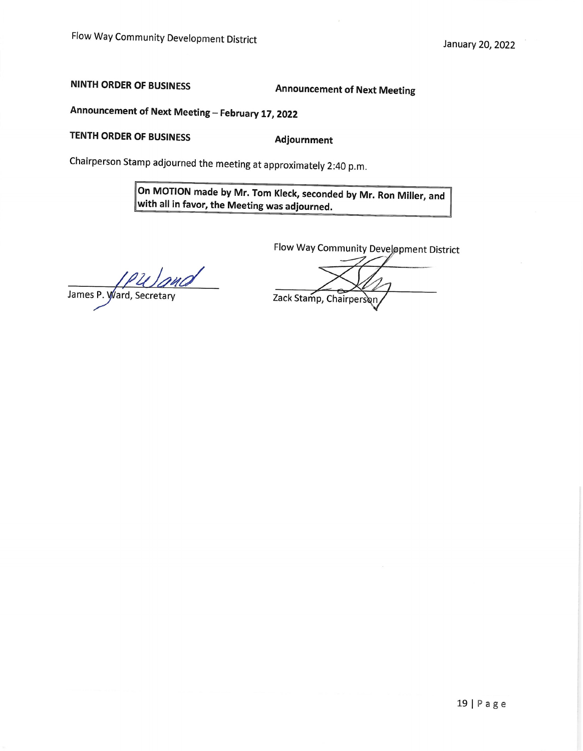**NINTH ORDER OF BUSINESS** **Announcement of Next Meeting**

**Announcement of Next Meeting – February 17, 2022**

**TENTH ORDER OF BUSINESS** **Adjournment**

Chairperson Stamp adjourned the meeting at approximately 2:40 p.m.

> **On MOTION made by Mr. Tom Kleck, seconded by Mr. Ron Miller, and with all in favor, the Meeting was adjourned.**

Flow Way Community Development District

James P. Ward, Secretary

Zack Stamp, Chairperson